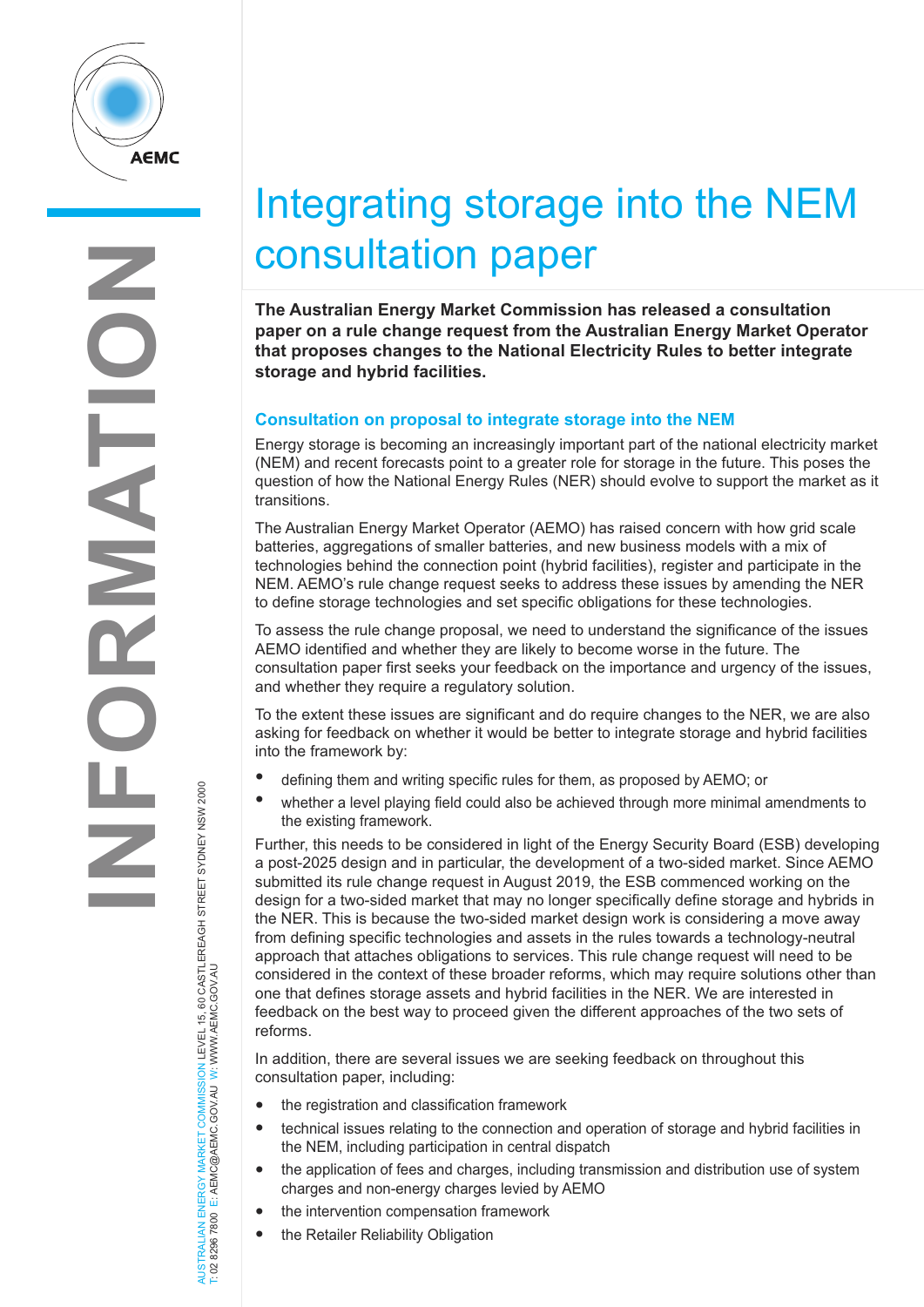# Integrating storage into the NEM consultation paper

**The Australian Energy Market Commission has released a consultation paper on a rule change request from the Australian Energy Market Operator that proposes changes to the National Electricity Rules to better integrate storage and hybrid facilities.**

## Consultation on proposal to integrate storage into the NEM

Energy storage is becoming an increasingly important part of the national electricity market (NEM) and recent forecasts point to a greater role for storage in the future. This poses the question of how the National Energy Rules (NER) should evolve to support the market as it transitions.

The Australian Energy Market Operator (AEMO) has raised concern with how grid scale batteries, aggregations of smaller batteries, and new business models with a mix of technologies behind the connection point (hybrid facilities), register and participate in the NEM. AEMO's rule change request seeks to address these issues by amending the NER to define storage technologies and set specific obligations for these technologies.

To assess the rule change proposal, we need to understand the significance of the issues AEMO identified and whether they are likely to become worse in the future. The consultation paper first seeks your feedback on the importance and urgency of the issues, and whether they require a regulatory solution.

To the extent these issues are significant and do require changes to the NER, we are also asking for feedback on whether it would be better to integrate storage and hybrid facilities into the framework by:

- defining them and writing specific rules for them, as proposed by AEMO; or
- whether a level playing field could also be achieved through more minimal amendments to the existing framework.

Further, this needs to be considered in light of the Energy Security Board (ESB) developing a post-2025 design and in particular, the development of a two-sided market. Since AEMO submitted its rule change request in August 2019, the ESB commenced working on the design for a two-sided market that may no longer specifically define storage and hybrids in the NER. This is because the two-sided market design work is considering a move away from defining specific technologies and assets in the rules towards a technology-neutral approach that attaches obligations to services. This rule change request will need to be considered in the context of these broader reforms, which may require solutions other than one that defines storage assets and hybrid facilities in the NER. We are interested in feedback on the best way to proceed given the different approaches of the two sets of reforms.

In addition, there are several issues we are seeking feedback on throughout this consultation paper, including:

- the registration and classification framework
- technical issues relating to the connection and operation of storage and hybrid facilities in the NEM, including participation in central dispatch
- the application of fees and charges, including transmission and distribution use of system charges and non-energy charges levied by AEMO
- the intervention compensation framework
- the Retailer Reliability Obligation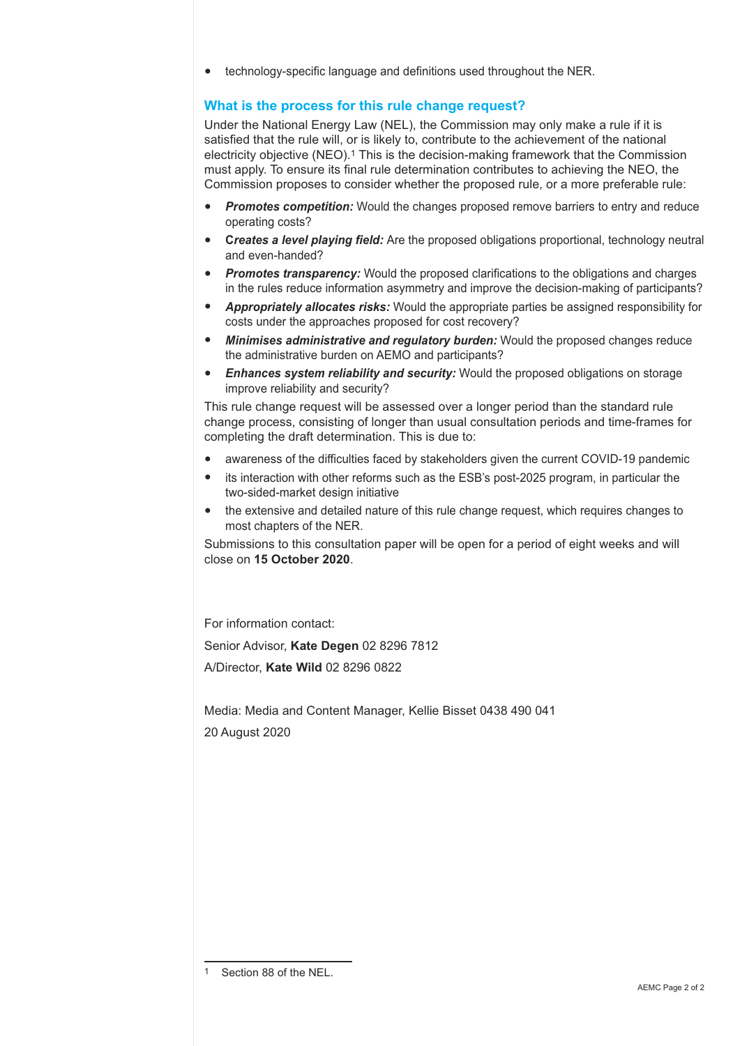- technology-specific language and definitions used throughout the NER.

## What is the process for this rule change request?

Under the National Energy Law (NEL), the Commission may only make a rule if it is satisfied that the rule will, or is likely to, contribute to the achievement of the national electricity objective (NEO).[1] This is the decision-making framework that the Commission must apply. To ensure its final rule determination contributes to achieving the NEO, the Commission proposes to consider whether the proposed rule, or a more preferable rule:

- ***Promotes competition:*** Would the changes proposed remove barriers to entry and reduce operating costs?
- **C*reates a level playing field:*** Are the proposed obligations proportional, technology neutral and even-handed?
- ***Promotes transparency:*** Would the proposed clarifications to the obligations and charges in the rules reduce information asymmetry and improve the decision-making of participants?
- ***Appropriately allocates risks:*** Would the appropriate parties be assigned responsibility for costs under the approaches proposed for cost recovery?
- ***Minimises administrative and regulatory burden:*** Would the proposed changes reduce the administrative burden on AEMO and participants?
- ***Enhances system reliability and security:*** Would the proposed obligations on storage improve reliability and security?

This rule change request will be assessed over a longer period than the standard rule change process, consisting of longer than usual consultation periods and time-frames for completing the draft determination. This is due to:

- awareness of the difficulties faced by stakeholders given the current COVID-19 pandemic
- its interaction with other reforms such as the ESB's post-2025 program, in particular the two-sided-market design initiative
- the extensive and detailed nature of this rule change request, which requires changes to most chapters of the NER.

Submissions to this consultation paper will be open for a period of eight weeks and will close on **15 October 2020**.

For information contact:

Senior Advisor, **Kate Degen** 02 8296 7812

A/Director, **Kate Wild** 02 8296 0822

Media: Media and Content Manager, Kellie Bisset 0438 490 041

20 August 2020

[1] Section 88 of the NEL.